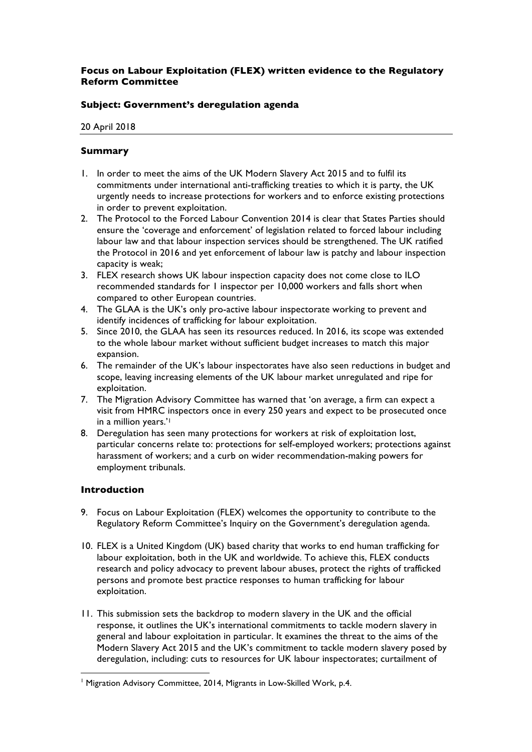**Focus on Labour Exploitation (FLEX) written evidence to the Regulatory Reform Committee**

**Subject: Government's deregulation agenda**

20 April 2018

## Summary

1. In order to meet the aims of the UK Modern Slavery Act 2015 and to fulfil its commitments under international anti-trafficking treaties to which it is party, the UK urgently needs to increase protections for workers and to enforce existing protections in order to prevent exploitation.
2. The Protocol to the Forced Labour Convention 2014 is clear that States Parties should ensure the 'coverage and enforcement' of legislation related to forced labour including labour law and that labour inspection services should be strengthened. The UK ratified the Protocol in 2016 and yet enforcement of labour law is patchy and labour inspection capacity is weak;
3. FLEX research shows UK labour inspection capacity does not come close to ILO recommended standards for 1 inspector per 10,000 workers and falls short when compared to other European countries.
4. The GLAA is the UK's only pro-active labour inspectorate working to prevent and identify incidences of trafficking for labour exploitation.
5. Since 2010, the GLAA has seen its resources reduced. In 2016, its scope was extended to the whole labour market without sufficient budget increases to match this major expansion.
6. The remainder of the UK's labour inspectorates have also seen reductions in budget and scope, leaving increasing elements of the UK labour market unregulated and ripe for exploitation.
7. The Migration Advisory Committee has warned that 'on average, a firm can expect a visit from HMRC inspectors once in every 250 years and expect to be prosecuted once in a million years.'[1]
8. Deregulation has seen many protections for workers at risk of exploitation lost, particular concerns relate to: protections for self-employed workers; protections against harassment of workers; and a curb on wider recommendation-making powers for employment tribunals.

## Introduction

9. Focus on Labour Exploitation (FLEX) welcomes the opportunity to contribute to the Regulatory Reform Committee's Inquiry on the Government's deregulation agenda.

10. FLEX is a United Kingdom (UK) based charity that works to end human trafficking for labour exploitation, both in the UK and worldwide. To achieve this, FLEX conducts research and policy advocacy to prevent labour abuses, protect the rights of trafficked persons and promote best practice responses to human trafficking for labour exploitation.

11. This submission sets the backdrop to modern slavery in the UK and the official response, it outlines the UK's international commitments to tackle modern slavery in general and labour exploitation in particular. It examines the threat to the aims of the Modern Slavery Act 2015 and the UK's commitment to tackle modern slavery posed by deregulation, including: cuts to resources for UK labour inspectorates; curtailment of

---

[1] Migration Advisory Committee, 2014, Migrants in Low-Skilled Work, p.4.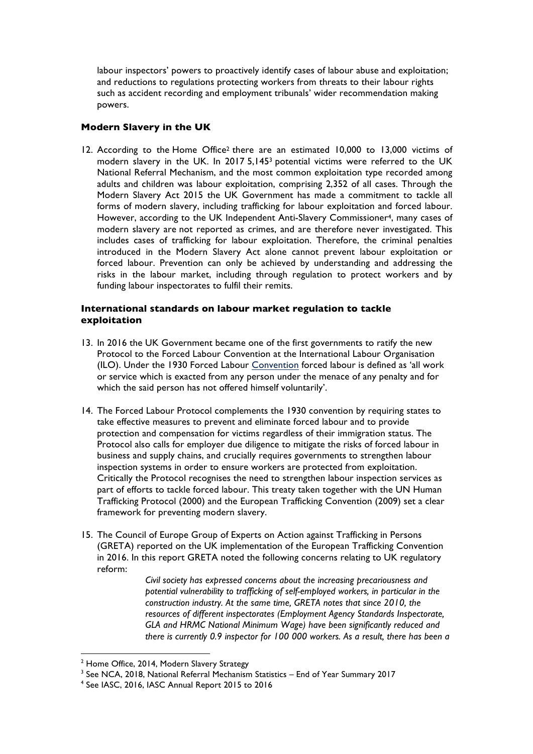labour inspectors' powers to proactively identify cases of labour abuse and exploitation; and reductions to regulations protecting workers from threats to their labour rights such as accident recording and employment tribunals' wider recommendation making powers.

### Modern Slavery in the UK

12. According to the Home Office[2] there are an estimated 10,000 to 13,000 victims of modern slavery in the UK. In 2017 5,145[3] potential victims were referred to the UK National Referral Mechanism, and the most common exploitation type recorded among adults and children was labour exploitation, comprising 2,352 of all cases. Through the Modern Slavery Act 2015 the UK Government has made a commitment to tackle all forms of modern slavery, including trafficking for labour exploitation and forced labour. However, according to the UK Independent Anti-Slavery Commissioner[4], many cases of modern slavery are not reported as crimes, and are therefore never investigated. This includes cases of trafficking for labour exploitation. Therefore, the criminal penalties introduced in the Modern Slavery Act alone cannot prevent labour exploitation or forced labour. Prevention can only be achieved by understanding and addressing the risks in the labour market, including through regulation to protect workers and by funding labour inspectorates to fulfil their remits.

### International standards on labour market regulation to tackle exploitation

13. In 2016 the UK Government became one of the first governments to ratify the new Protocol to the Forced Labour Convention at the International Labour Organisation (ILO). Under the 1930 Forced Labour Convention forced labour is defined as 'all work or service which is exacted from any person under the menace of any penalty and for which the said person has not offered himself voluntarily'.

14. The Forced Labour Protocol complements the 1930 convention by requiring states to take effective measures to prevent and eliminate forced labour and to provide protection and compensation for victims regardless of their immigration status. The Protocol also calls for employer due diligence to mitigate the risks of forced labour in business and supply chains, and crucially requires governments to strengthen labour inspection systems in order to ensure workers are protected from exploitation. Critically the Protocol recognises the need to strengthen labour inspection services as part of efforts to tackle forced labour. This treaty taken together with the UN Human Trafficking Protocol (2000) and the European Trafficking Convention (2009) set a clear framework for preventing modern slavery.

15. The Council of Europe Group of Experts on Action against Trafficking in Persons (GRETA) reported on the UK implementation of the European Trafficking Convention in 2016. In this report GRETA noted the following concerns relating to UK regulatory reform:

> *Civil society has expressed concerns about the increasing precariousness and potential vulnerability to trafficking of self-employed workers, in particular in the construction industry. At the same time, GRETA notes that since 2010, the resources of different inspectorates (Employment Agency Standards Inspectorate, GLA and HRMC National Minimum Wage) have been significantly reduced and there is currently 0.9 inspector for 100 000 workers. As a result, there has been a*

[2] Home Office, 2014, Modern Slavery Strategy

[3] See NCA, 2018, National Referral Mechanism Statistics – End of Year Summary 2017

[4] See IASC, 2016, IASC Annual Report 2015 to 2016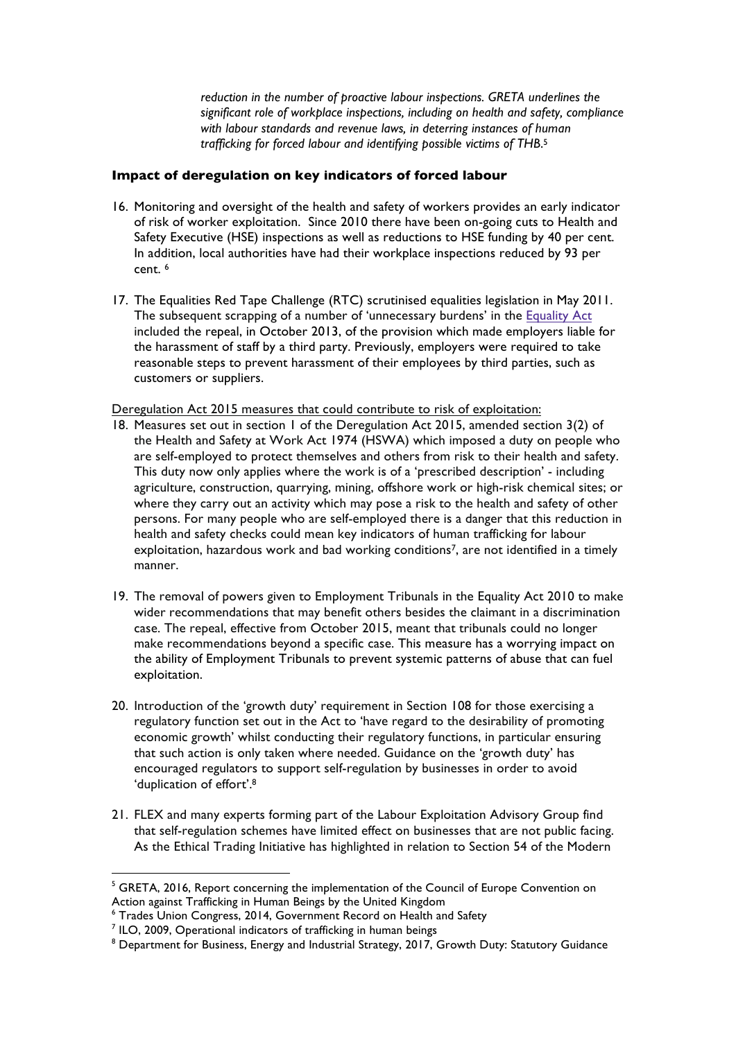*reduction in the number of proactive labour inspections. GRETA underlines the significant role of workplace inspections, including on health and safety, compliance with labour standards and revenue laws, in deterring instances of human trafficking for forced labour and identifying possible victims of THB.*[5]

### Impact of deregulation on key indicators of forced labour

16. Monitoring and oversight of the health and safety of workers provides an early indicator of risk of worker exploitation. Since 2010 there have been on-going cuts to Health and Safety Executive (HSE) inspections as well as reductions to HSE funding by 40 per cent. In addition, local authorities have had their workplace inspections reduced by 93 per cent. [6]

17. The Equalities Red Tape Challenge (RTC) scrutinised equalities legislation in May 2011. The subsequent scrapping of a number of 'unnecessary burdens' in the Equality Act included the repeal, in October 2013, of the provision which made employers liable for the harassment of staff by a third party. Previously, employers were required to take reasonable steps to prevent harassment of their employees by third parties, such as customers or suppliers.

<u>Deregulation Act 2015 measures that could contribute to risk of exploitation:</u>

18. Measures set out in section 1 of the Deregulation Act 2015, amended section 3(2) of the Health and Safety at Work Act 1974 (HSWA) which imposed a duty on people who are self-employed to protect themselves and others from risk to their health and safety. This duty now only applies where the work is of a 'prescribed description' - including agriculture, construction, quarrying, mining, offshore work or high-risk chemical sites; or where they carry out an activity which may pose a risk to the health and safety of other persons. For many people who are self-employed there is a danger that this reduction in health and safety checks could mean key indicators of human trafficking for labour exploitation, hazardous work and bad working conditions[7], are not identified in a timely manner.

19. The removal of powers given to Employment Tribunals in the Equality Act 2010 to make wider recommendations that may benefit others besides the claimant in a discrimination case. The repeal, effective from October 2015, meant that tribunals could no longer make recommendations beyond a specific case. This measure has a worrying impact on the ability of Employment Tribunals to prevent systemic patterns of abuse that can fuel exploitation.

20. Introduction of the 'growth duty' requirement in Section 108 for those exercising a regulatory function set out in the Act to 'have regard to the desirability of promoting economic growth' whilst conducting their regulatory functions, in particular ensuring that such action is only taken where needed. Guidance on the 'growth duty' has encouraged regulators to support self-regulation by businesses in order to avoid 'duplication of effort'.[8]

21. FLEX and many experts forming part of the Labour Exploitation Advisory Group find that self-regulation schemes have limited effect on businesses that are not public facing. As the Ethical Trading Initiative has highlighted in relation to Section 54 of the Modern

---

[5] GRETA, 2016, Report concerning the implementation of the Council of Europe Convention on Action against Trafficking in Human Beings by the United Kingdom

[6] Trades Union Congress, 2014, Government Record on Health and Safety

[7] ILO, 2009, Operational indicators of trafficking in human beings

[8] Department for Business, Energy and Industrial Strategy, 2017, Growth Duty: Statutory Guidance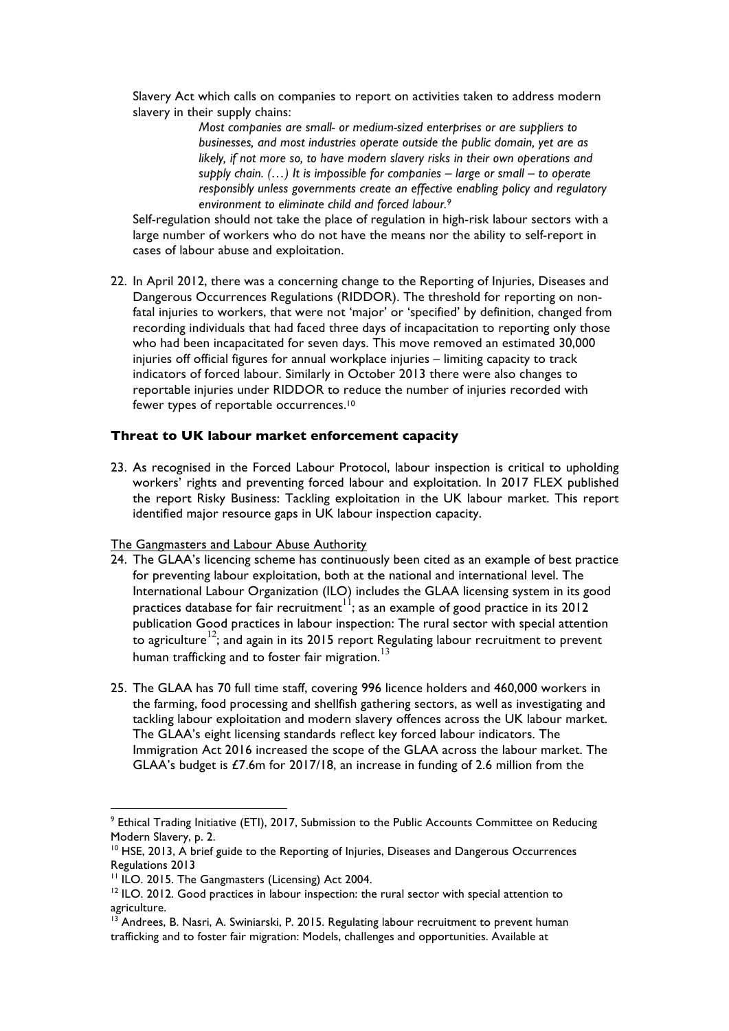Slavery Act which calls on companies to report on activities taken to address modern slavery in their supply chains:

> *Most companies are small- or medium-sized enterprises or are suppliers to businesses, and most industries operate outside the public domain, yet are as likely, if not more so, to have modern slavery risks in their own operations and supply chain. (…) It is impossible for companies – large or small – to operate responsibly unless governments create an effective enabling policy and regulatory environment to eliminate child and forced labour.*[9]

Self-regulation should not take the place of regulation in high-risk labour sectors with a large number of workers who do not have the means nor the ability to self-report in cases of labour abuse and exploitation.

22. In April 2012, there was a concerning change to the Reporting of Injuries, Diseases and Dangerous Occurrences Regulations (RIDDOR). The threshold for reporting on non-fatal injuries to workers, that were not 'major' or 'specified' by definition, changed from recording individuals that had faced three days of incapacitation to reporting only those who had been incapacitated for seven days. This move removed an estimated 30,000 injuries off official figures for annual workplace injuries – limiting capacity to track indicators of forced labour. Similarly in October 2013 there were also changes to reportable injuries under RIDDOR to reduce the number of injuries recorded with fewer types of reportable occurrences.[10]

## Threat to UK labour market enforcement capacity

23. As recognised in the Forced Labour Protocol, labour inspection is critical to upholding workers' rights and preventing forced labour and exploitation. In 2017 FLEX published the report Risky Business: Tackling exploitation in the UK labour market. This report identified major resource gaps in UK labour inspection capacity.

The Gangmasters and Labour Abuse Authority

24. The GLAA's licencing scheme has continuously been cited as an example of best practice for preventing labour exploitation, both at the national and international level. The International Labour Organization (ILO) includes the GLAA licensing system in its good practices database for fair recruitment[11]; as an example of good practice in its 2012 publication Good practices in labour inspection: The rural sector with special attention to agriculture[12]; and again in its 2015 report Regulating labour recruitment to prevent human trafficking and to foster fair migration.[13]

25. The GLAA has 70 full time staff, covering 996 licence holders and 460,000 workers in the farming, food processing and shellfish gathering sectors, as well as investigating and tackling labour exploitation and modern slavery offences across the UK labour market. The GLAA's eight licensing standards reflect key forced labour indicators. The Immigration Act 2016 increased the scope of the GLAA across the labour market. The GLAA's budget is £7.6m for 2017/18, an increase in funding of 2.6 million from the

---

[9] Ethical Trading Initiative (ETI), 2017, Submission to the Public Accounts Committee on Reducing Modern Slavery, p. 2.

[10] HSE, 2013, A brief guide to the Reporting of Injuries, Diseases and Dangerous Occurrences Regulations 2013

[11] ILO. 2015. The Gangmasters (Licensing) Act 2004.

[12] ILO. 2012. Good practices in labour inspection: the rural sector with special attention to agriculture.

[13] Andrees, B. Nasri, A. Swiniarski, P. 2015. Regulating labour recruitment to prevent human trafficking and to foster fair migration: Models, challenges and opportunities. Available at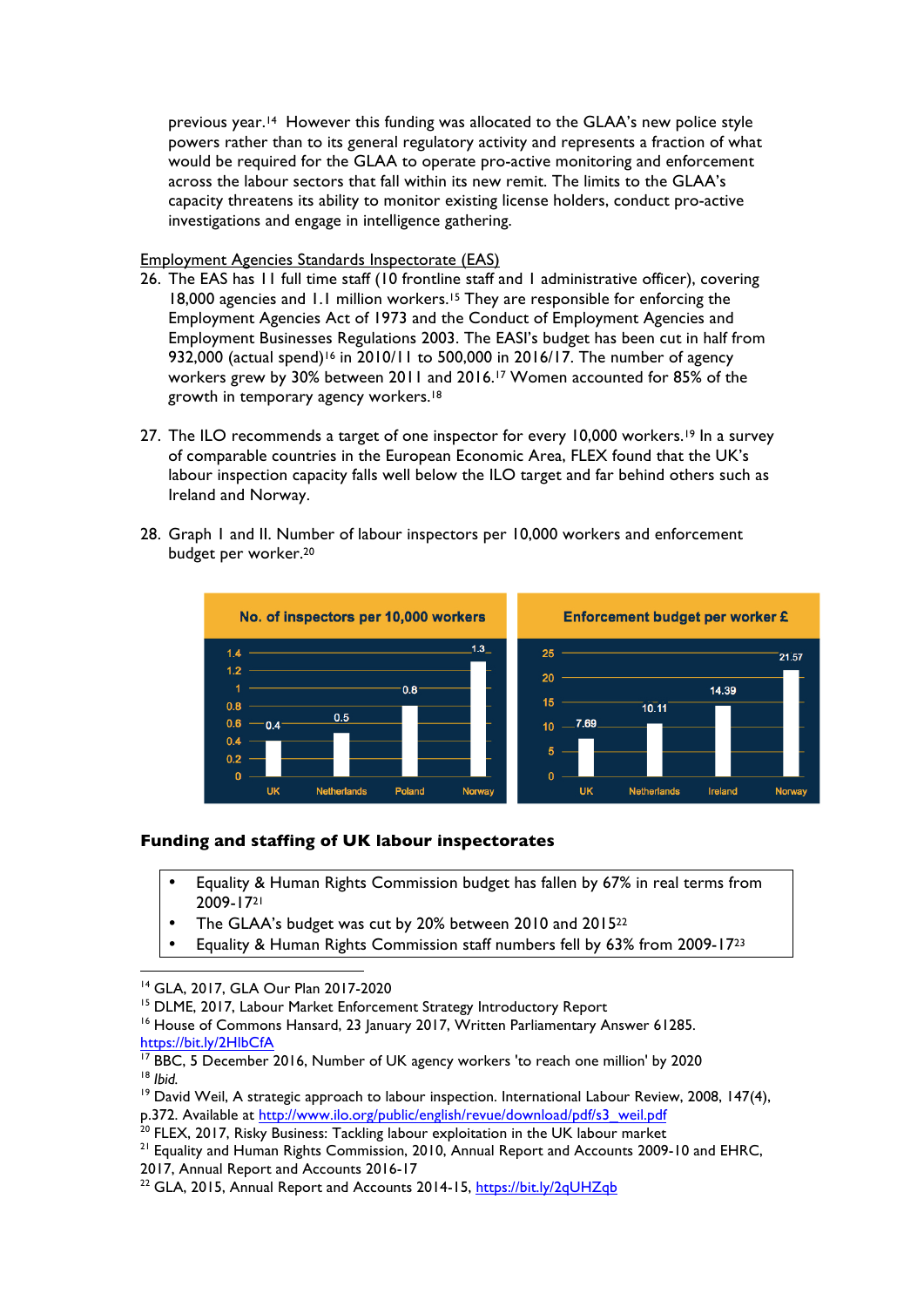previous year.[14] However this funding was allocated to the GLAA's new police style powers rather than to its general regulatory activity and represents a fraction of what would be required for the GLAA to operate pro-active monitoring and enforcement across the labour sectors that fall within its new remit. The limits to the GLAA's capacity threatens its ability to monitor existing license holders, conduct pro-active investigations and engage in intelligence gathering.

Employment Agencies Standards Inspectorate (EAS)

26. The EAS has 11 full time staff (10 frontline staff and 1 administrative officer), covering 18,000 agencies and 1.1 million workers.[15] They are responsible for enforcing the Employment Agencies Act of 1973 and the Conduct of Employment Agencies and Employment Businesses Regulations 2003. The EASI's budget has been cut in half from 932,000 (actual spend)[16] in 2010/11 to 500,000 in 2016/17. The number of agency workers grew by 30% between 2011 and 2016.[17] Women accounted for 85% of the growth in temporary agency workers.[18]

27. The ILO recommends a target of one inspector for every 10,000 workers.[19] In a survey of comparable countries in the European Economic Area, FLEX found that the UK's labour inspection capacity falls well below the ILO target and far behind others such as Ireland and Norway.

28. Graph I and II. Number of labour inspectors per 10,000 workers and enforcement budget per worker.[20]

**No. of inspectors per 10,000 workers**

| Country | Inspectors per 10,000 workers |
|---|---|
| UK | 0.4 |
| Netherlands | 0.5 |
| Poland | 0.8 |
| Norway | 1.3 |

**Enforcement budget per worker £**

| Country | Budget per worker £ |
|---|---|
| UK | 7.69 |
| Netherlands | 10.11 |
| Ireland | 14.39 |
| Norway | 21.57 |

**Funding and staffing of UK labour inspectorates**

- Equality & Human Rights Commission budget has fallen by 67% in real terms from 2009-17[21]
- The GLAA's budget was cut by 20% between 2010 and 2015[22]
- Equality & Human Rights Commission staff numbers fell by 63% from 2009-17[23]

---

[14] GLA, 2017, GLA Our Plan 2017-2020

[15] DLME, 2017, Labour Market Enforcement Strategy Introductory Report

[16] House of Commons Hansard, 23 January 2017, Written Parliamentary Answer 61285. https://bit.ly/2HlbCfA

[17] BBC, 5 December 2016, Number of UK agency workers 'to reach one million' by 2020

[18] *Ibid.*

[19] David Weil, A strategic approach to labour inspection. International Labour Review, 2008, 147(4), p.372. Available at http://www.ilo.org/public/english/revue/download/pdf/s3_weil.pdf

[20] FLEX, 2017, Risky Business: Tackling labour exploitation in the UK labour market

[21] Equality and Human Rights Commission, 2010, Annual Report and Accounts 2009-10 and EHRC, 2017, Annual Report and Accounts 2016-17

[22] GLA, 2015, Annual Report and Accounts 2014-15, https://bit.ly/2qUHZqb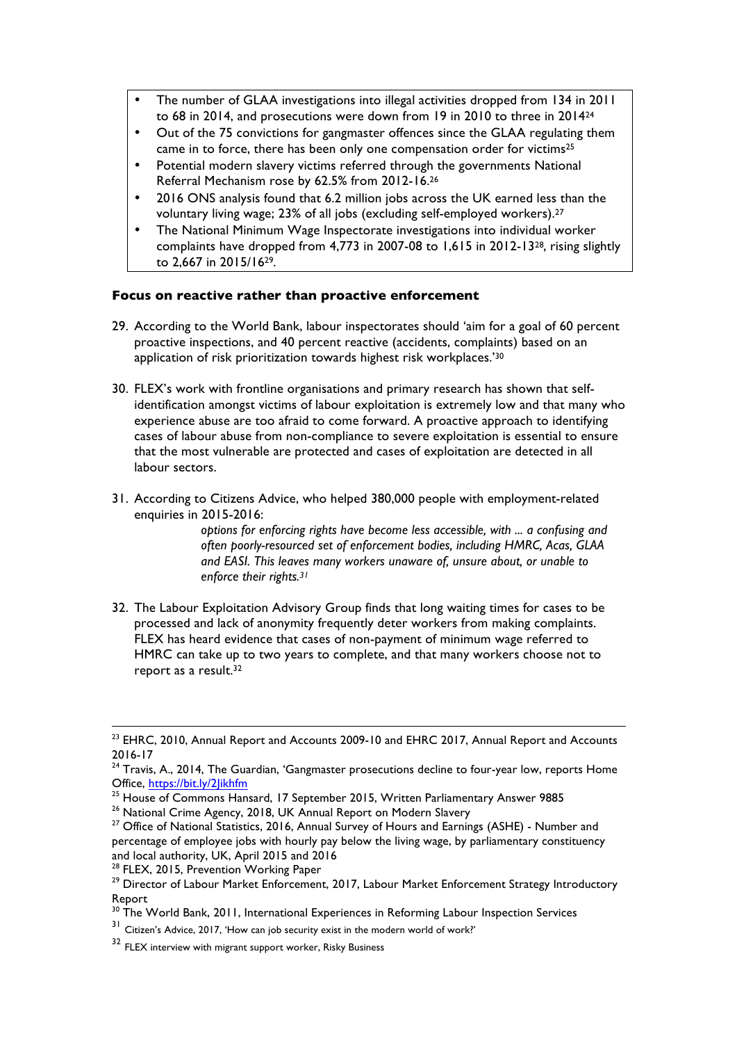- The number of GLAA investigations into illegal activities dropped from 134 in 2011 to 68 in 2014, and prosecutions were down from 19 in 2010 to three in 2014[24]
- Out of the 75 convictions for gangmaster offences since the GLAA regulating them came in to force, there has been only one compensation order for victims[25]
- Potential modern slavery victims referred through the governments National Referral Mechanism rose by 62.5% from 2012-16.[26]
- 2016 ONS analysis found that 6.2 million jobs across the UK earned less than the voluntary living wage; 23% of all jobs (excluding self-employed workers).[27]
- The National Minimum Wage Inspectorate investigations into individual worker complaints have dropped from 4,773 in 2007-08 to 1,615 in 2012-13[28], rising slightly to 2,667 in 2015/16[29].

### Focus on reactive rather than proactive enforcement

29. According to the World Bank, labour inspectorates should 'aim for a goal of 60 percent proactive inspections, and 40 percent reactive (accidents, complaints) based on an application of risk prioritization towards highest risk workplaces.'[30]

30. FLEX's work with frontline organisations and primary research has shown that self-identification amongst victims of labour exploitation is extremely low and that many who experience abuse are too afraid to come forward. A proactive approach to identifying cases of labour abuse from non-compliance to severe exploitation is essential to ensure that the most vulnerable are protected and cases of exploitation are detected in all labour sectors.

31. According to Citizens Advice, who helped 380,000 people with employment-related enquiries in 2015-2016:

    > *options for enforcing rights have become less accessible, with ... a confusing and often poorly-resourced set of enforcement bodies, including HMRC, Acas, GLAA and EASI. This leaves many workers unaware of, unsure about, or unable to enforce their rights.[31]*

32. The Labour Exploitation Advisory Group finds that long waiting times for cases to be processed and lack of anonymity frequently deter workers from making complaints. FLEX has heard evidence that cases of non-payment of minimum wage referred to HMRC can take up to two years to complete, and that many workers choose not to report as a result.[32]

---

[23] EHRC, 2010, Annual Report and Accounts 2009-10 and EHRC 2017, Annual Report and Accounts 2016-17

[24] Travis, A., 2014, The Guardian, 'Gangmaster prosecutions decline to four-year low, reports Home Office, https://bit.ly/2Jikhfm

[25] House of Commons Hansard, 17 September 2015, Written Parliamentary Answer 9885

[26] National Crime Agency, 2018, UK Annual Report on Modern Slavery

[27] Office of National Statistics, 2016, Annual Survey of Hours and Earnings (ASHE) - Number and percentage of employee jobs with hourly pay below the living wage, by parliamentary constituency and local authority, UK, April 2015 and 2016

[28] FLEX, 2015, Prevention Working Paper

[29] Director of Labour Market Enforcement, 2017, Labour Market Enforcement Strategy Introductory Report

[30] The World Bank, 2011, International Experiences in Reforming Labour Inspection Services

[31] Citizen's Advice, 2017, 'How can job security exist in the modern world of work?'

[32] FLEX interview with migrant support worker, Risky Business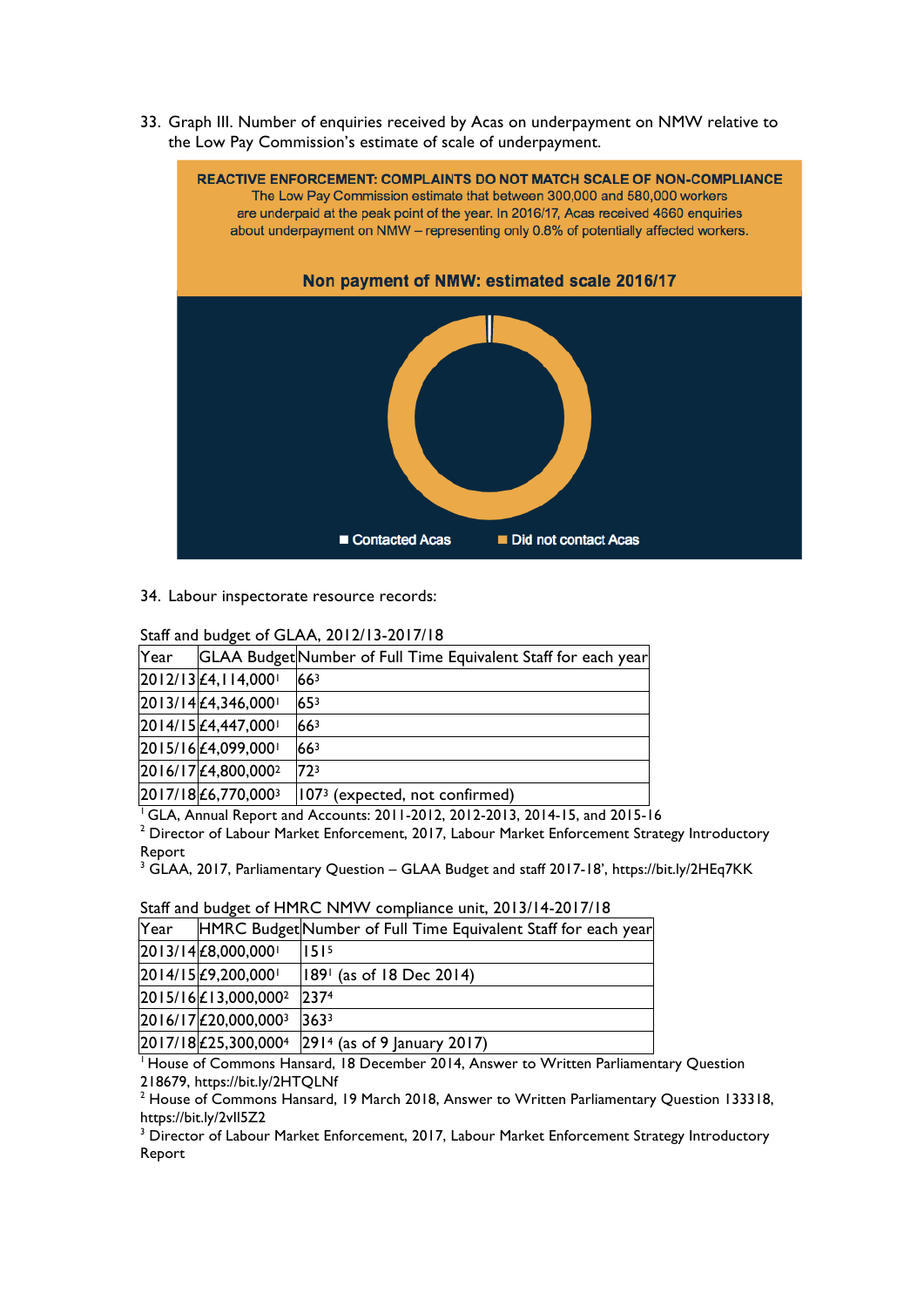33. Graph III. Number of enquiries received by Acas on underpayment on NMW relative to the Low Pay Commission's estimate of scale of underpayment.

**REACTIVE ENFORCEMENT: COMPLAINTS DO NOT MATCH SCALE OF NON-COMPLIANCE**

The Low Pay Commission estimate that between 300,000 and 580,000 workers are underpaid at the peak point of the year. In 2016/17, Acas received 4660 enquiries about underpayment on NMW – representing only 0.8% of potentially affected workers.

**Non payment of NMW: estimated scale 2016/17**

■ Contacted Acas ■ Did not contact Acas

34. Labour inspectorate resource records:

Staff and budget of GLAA, 2012/13-2017/18

| Year | GLAA Budget | Number of Full Time Equivalent Staff for each year |
|---|---|---|
| 2012/13 | £4,114,000[1] | 66[3] |
| 2013/14 | £4,346,000[1] | 65[3] |
| 2014/15 | £4,447,000[1] | 66[3] |
| 2015/16 | £4,099,000[1] | 66[3] |
| 2016/17 | £4,800,000[2] | 72[3] |
| 2017/18 | £6,770,000[3] | 107[3] (expected, not confirmed) |

[1] GLA, Annual Report and Accounts: 2011-2012, 2012-2013, 2014-15, and 2015-16
[2] Director of Labour Market Enforcement, 2017, Labour Market Enforcement Strategy Introductory Report
[3] GLAA, 2017, Parliamentary Question – GLAA Budget and staff 2017-18', https://bit.ly/2HEq7KK

Staff and budget of HMRC NMW compliance unit, 2013/14-2017/18

| Year | HMRC Budget | Number of Full Time Equivalent Staff for each year |
|---|---|---|
| 2013/14 | £8,000,000[1] | 151[5] |
| 2014/15 | £9,200,000[1] | 189[1] (as of 18 Dec 2014) |
| 2015/16 | £13,000,000[2] | 237[4] |
| 2016/17 | £20,000,000[3] | 363[3] |
| 2017/18 | £25,300,000[4] | 291[4] (as of 9 January 2017) |

[1] House of Commons Hansard, 18 December 2014, Answer to Written Parliamentary Question 218679, https://bit.ly/2HTQLNf
[2] House of Commons Hansard, 19 March 2018, Answer to Written Parliamentary Question 133318, https://bit.ly/2vlI5Z2
[3] Director of Labour Market Enforcement, 2017, Labour Market Enforcement Strategy Introductory Report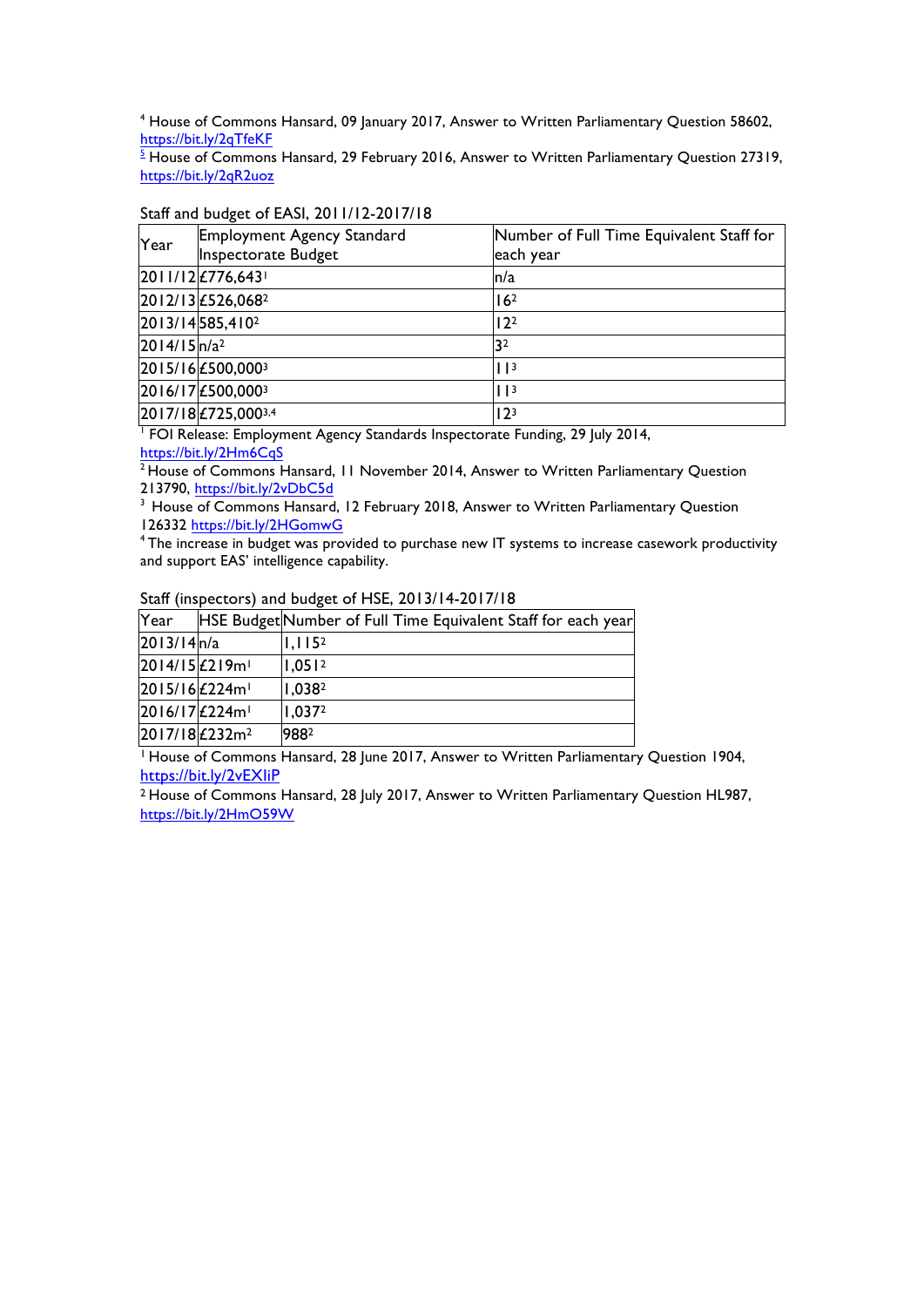[4] House of Commons Hansard, 09 January 2017, Answer to Written Parliamentary Question 58602, https://bit.ly/2qTfeKF
[5] House of Commons Hansard, 29 February 2016, Answer to Written Parliamentary Question 27319, https://bit.ly/2qR2uoz

Staff and budget of EASI, 2011/12-2017/18

| Year | Employment Agency Standard Inspectorate Budget | Number of Full Time Equivalent Staff for each year |
|---|---|---|
| 2011/12 | £776,643[1] | n/a |
| 2012/13 | £526,068[2] | 16[2] |
| 2013/14 | 585,410[2] | 12[2] |
| 2014/15 | n/a[2] | 3[2] |
| 2015/16 | £500,000[3] | 11[3] |
| 2016/17 | £500,000[3] | 11[3] |
| 2017/18 | £725,000[3,4] | 12[3] |

[1] FOI Release: Employment Agency Standards Inspectorate Funding, 29 July 2014, https://bit.ly/2Hm6CqS
[2] House of Commons Hansard, 11 November 2014, Answer to Written Parliamentary Question 213790, https://bit.ly/2vDbC5d
[3] House of Commons Hansard, 12 February 2018, Answer to Written Parliamentary Question 126332 https://bit.ly/2HGomwG
[4] The increase in budget was provided to purchase new IT systems to increase casework productivity and support EAS' intelligence capability.

Staff (inspectors) and budget of HSE, 2013/14-2017/18

| Year | HSE Budget | Number of Full Time Equivalent Staff for each year |
|---|---|---|
| 2013/14 | n/a | 1,115[2] |
| 2014/15 | £219m[1] | 1,051[2] |
| 2015/16 | £224m[1] | 1,038[2] |
| 2016/17 | £224m[1] | 1,037[2] |
| 2017/18 | £232m[2] | 988[2] |

[1] House of Commons Hansard, 28 June 2017, Answer to Written Parliamentary Question 1904, https://bit.ly/2vEXIiP
[2] House of Commons Hansard, 28 July 2017, Answer to Written Parliamentary Question HL987, https://bit.ly/2HmO59W